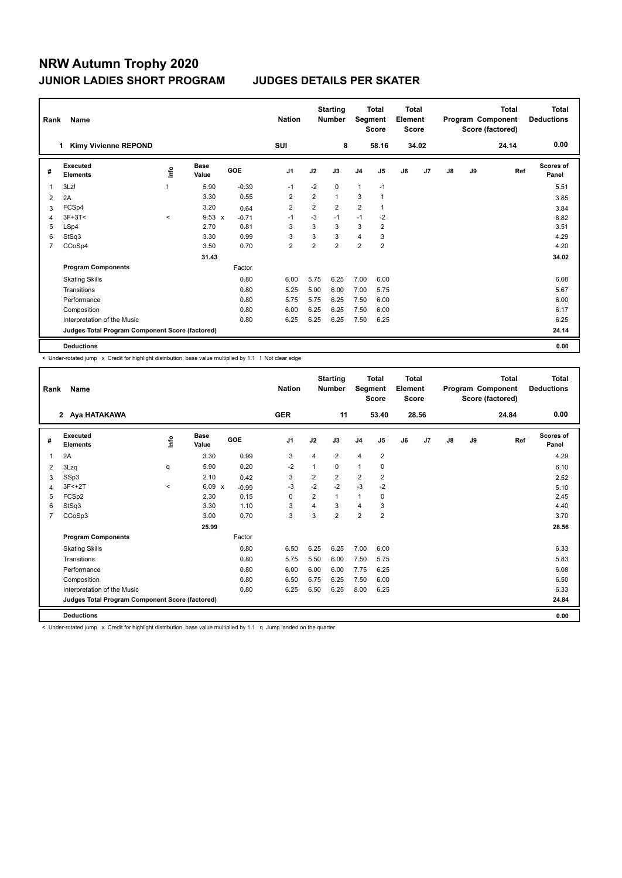# NRW Autumn Trophy 2020

## JUNIOR LADIES SHORT PROGRAM — JUDGES DETAILS PER SKATER

| Rank | Name | Nation | Starting Number | Total Segment Score | Total Element Score | Total Program Component Score (factored) | Total Deductions |
|---|---|---|---|---|---|---|---|
| 1 | Kimy Vivienne REPOND | SUI | 8 | 58.16 | 34.02 | 24.14 | 0.00 |

| # | Executed Elements | Info | Base Value | | GOE | J1 | J2 | J3 | J4 | J5 | J6 | J7 | J8 | J9 | Ref | Scores of Panel |
|---|---|---|---|---|---|---|---|---|---|---|---|---|---|---|---|---|
| 1 | 3Lz! | ! | 5.90 | | -0.39 | -1 | -2 | 0 | 1 | -1 | | | | | | 5.51 |
| 2 | 2A | | 3.30 | | 0.55 | 2 | 2 | 1 | 3 | 1 | | | | | | 3.85 |
| 3 | FCSp4 | | 3.20 | | 0.64 | 2 | 2 | 2 | 2 | 1 | | | | | | 3.84 |
| 4 | 3F+3T< | < | 9.53 | x | -0.71 | -1 | -3 | -1 | -1 | -2 | | | | | | 8.82 |
| 5 | LSp4 | | 2.70 | | 0.81 | 3 | 3 | 3 | 3 | 2 | | | | | | 3.51 |
| 6 | StSq3 | | 3.30 | | 0.99 | 3 | 3 | 3 | 4 | 3 | | | | | | 4.29 |
| 7 | CCoSp4 | | 3.50 | | 0.70 | 2 | 2 | 2 | 2 | 2 | | | | | | 4.20 |
| | | | 31.43 | | | | | | | | | | | | | 34.02 |
| | **Program Components** | | | | Factor | | | | | | | | | | | |
| | Skating Skills | | | | 0.80 | 6.00 | 5.75 | 6.25 | 7.00 | 6.00 | | | | | | 6.08 |
| | Transitions | | | | 0.80 | 5.25 | 5.00 | 6.00 | 7.00 | 5.75 | | | | | | 5.67 |
| | Performance | | | | 0.80 | 5.75 | 5.75 | 6.25 | 7.50 | 6.00 | | | | | | 6.00 |
| | Composition | | | | 0.80 | 6.00 | 6.25 | 6.25 | 7.50 | 6.00 | | | | | | 6.17 |
| | Interpretation of the Music | | | | 0.80 | 6.25 | 6.25 | 6.25 | 7.50 | 6.25 | | | | | | 6.25 |
| | **Judges Total Program Component Score (factored)** | | | | | | | | | | | | | | | 24.14 |
| | **Deductions** | | | | | | | | | | | | | | | 0.00 |

< Under-rotated jump x Credit for highlight distribution, base value multiplied by 1.1 ! Not clear edge

| Rank | Name | Nation | Starting Number | Total Segment Score | Total Element Score | Total Program Component Score (factored) | Total Deductions |
|---|---|---|---|---|---|---|---|
| 2 | Aya HATAKAWA | GER | 11 | 53.40 | 28.56 | 24.84 | 0.00 |

| # | Executed Elements | Info | Base Value | | GOE | J1 | J2 | J3 | J4 | J5 | J6 | J7 | J8 | J9 | Ref | Scores of Panel |
|---|---|---|---|---|---|---|---|---|---|---|---|---|---|---|---|---|
| 1 | 2A | | 3.30 | | 0.99 | 3 | 4 | 2 | 4 | 2 | | | | | | 4.29 |
| 2 | 3Lzq | q | 5.90 | | 0.20 | -2 | 1 | 0 | 1 | 0 | | | | | | 6.10 |
| 3 | SSp3 | | 2.10 | | 0.42 | 3 | 2 | 2 | 2 | 2 | | | | | | 2.52 |
| 4 | 3F<+2T | < | 6.09 | x | -0.99 | -3 | -2 | -2 | -3 | -2 | | | | | | 5.10 |
| 5 | FCSp2 | | 2.30 | | 0.15 | 0 | 2 | 1 | 1 | 0 | | | | | | 2.45 |
| 6 | StSq3 | | 3.30 | | 1.10 | 3 | 4 | 3 | 4 | 3 | | | | | | 4.40 |
| 7 | CCoSp3 | | 3.00 | | 0.70 | 3 | 3 | 2 | 2 | 2 | | | | | | 3.70 |
| | | | 25.99 | | | | | | | | | | | | | 28.56 |
| | **Program Components** | | | | Factor | | | | | | | | | | | |
| | Skating Skills | | | | 0.80 | 6.50 | 6.25 | 6.25 | 7.00 | 6.00 | | | | | | 6.33 |
| | Transitions | | | | 0.80 | 5.75 | 5.50 | 6.00 | 7.50 | 5.75 | | | | | | 5.83 |
| | Performance | | | | 0.80 | 6.00 | 6.00 | 6.00 | 7.75 | 6.25 | | | | | | 6.08 |
| | Composition | | | | 0.80 | 6.50 | 6.75 | 6.25 | 7.50 | 6.00 | | | | | | 6.50 |
| | Interpretation of the Music | | | | 0.80 | 6.25 | 6.50 | 6.25 | 8.00 | 6.25 | | | | | | 6.33 |
| | **Judges Total Program Component Score (factored)** | | | | | | | | | | | | | | | 24.84 |
| | **Deductions** | | | | | | | | | | | | | | | 0.00 |

< Under-rotated jump x Credit for highlight distribution, base value multiplied by 1.1 q Jump landed on the quarter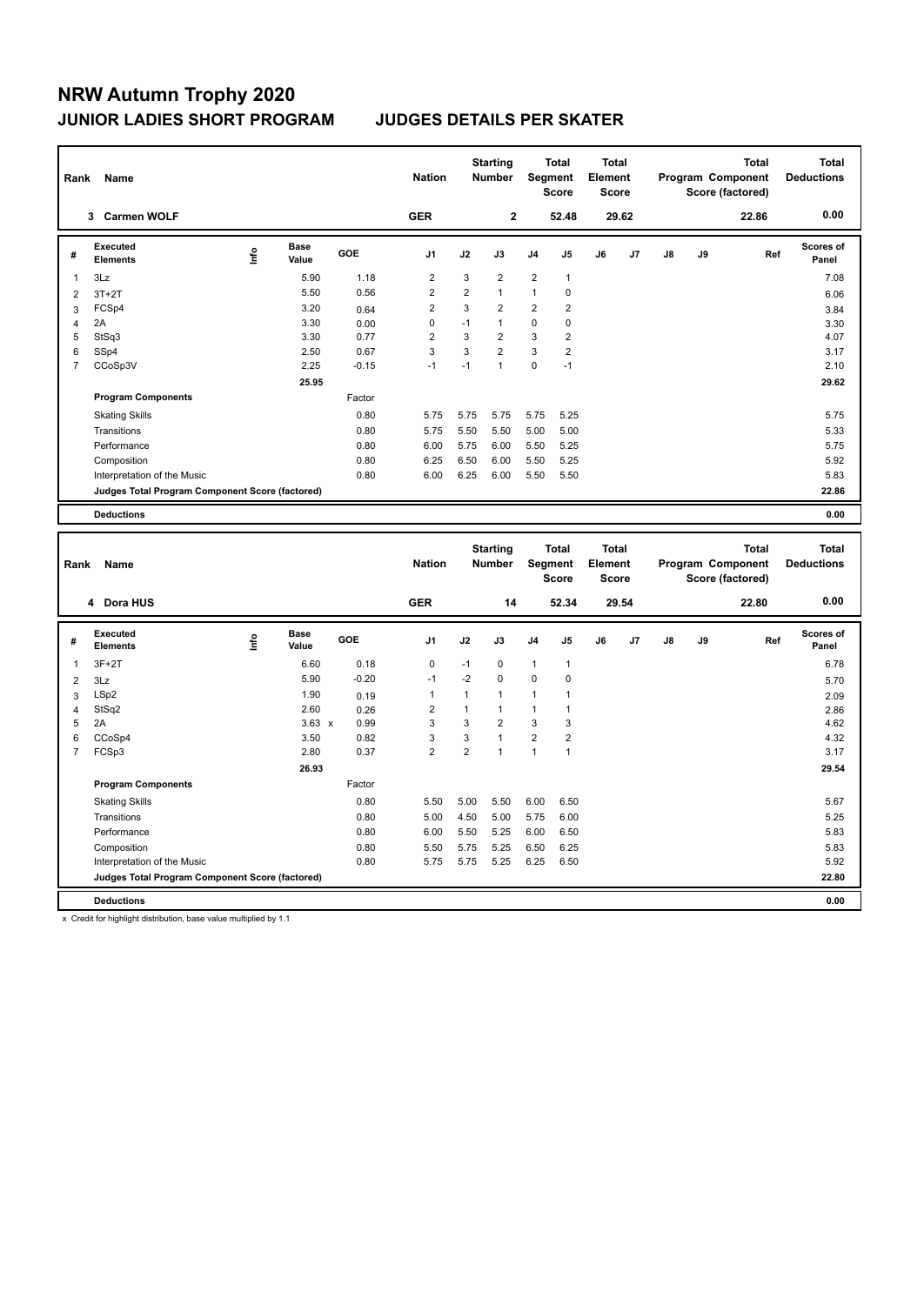# NRW Autumn Trophy 2020

## JUNIOR LADIES SHORT PROGRAM — JUDGES DETAILS PER SKATER

| Rank | Name | Nation | Starting Number | Total Segment Score | Total Element Score | Total Program Component Score (factored) | Total Deductions |
|---|---|---|---|---|---|---|---|
| 3 | Carmen WOLF | GER | 2 | 52.48 | 29.62 | 22.86 | 0.00 |

| # | Executed Elements | Info | Base Value | GOE | J1 | J2 | J3 | J4 | J5 | J6 | J7 | J8 | J9 | Ref | Scores of Panel |
|---|---|---|---|---|---|---|---|---|---|---|---|---|---|---|---|
| 1 | 3Lz | | 5.90 | 1.18 | 2 | 3 | 2 | 2 | 1 | | | | | | 7.08 |
| 2 | 3T+2T | | 5.50 | 0.56 | 2 | 2 | 1 | 1 | 0 | | | | | | 6.06 |
| 3 | FCSp4 | | 3.20 | 0.64 | 2 | 3 | 2 | 2 | 2 | | | | | | 3.84 |
| 4 | 2A | | 3.30 | 0.00 | 0 | -1 | 1 | 0 | 0 | | | | | | 3.30 |
| 5 | StSq3 | | 3.30 | 0.77 | 2 | 3 | 2 | 3 | 2 | | | | | | 4.07 |
| 6 | SSp4 | | 2.50 | 0.67 | 3 | 3 | 2 | 3 | 2 | | | | | | 3.17 |
| 7 | CCoSp3V | | 2.25 | -0.15 | -1 | -1 | 1 | 0 | -1 | | | | | | 2.10 |
| | | | 25.95 | | | | | | | | | | | | 29.62 |
| | **Program Components** | | | Factor | | | | | | | | | | | |
| | Skating Skills | | | 0.80 | 5.75 | 5.75 | 5.75 | 5.75 | 5.25 | | | | | | 5.75 |
| | Transitions | | | 0.80 | 5.75 | 5.50 | 5.50 | 5.00 | 5.00 | | | | | | 5.33 |
| | Performance | | | 0.80 | 6.00 | 5.75 | 6.00 | 5.50 | 5.25 | | | | | | 5.75 |
| | Composition | | | 0.80 | 6.25 | 6.50 | 6.00 | 5.50 | 5.25 | | | | | | 5.92 |
| | Interpretation of the Music | | | 0.80 | 6.00 | 6.25 | 6.00 | 5.50 | 5.50 | | | | | | 5.83 |
| | **Judges Total Program Component Score (factored)** | | | | | | | | | | | | | | 22.86 |
| | **Deductions** | | | | | | | | | | | | | | 0.00 |

| Rank | Name | Nation | Starting Number | Total Segment Score | Total Element Score | Total Program Component Score (factored) | Total Deductions |
|---|---|---|---|---|---|---|---|
| 4 | Dora HUS | GER | 14 | 52.34 | 29.54 | 22.80 | 0.00 |

| # | Executed Elements | Info | Base Value | GOE | J1 | J2 | J3 | J4 | J5 | J6 | J7 | J8 | J9 | Ref | Scores of Panel |
|---|---|---|---|---|---|---|---|---|---|---|---|---|---|---|---|
| 1 | 3F+2T | | 6.60 | 0.18 | 0 | -1 | 0 | 1 | 1 | | | | | | 6.78 |
| 2 | 3Lz | | 5.90 | -0.20 | -1 | -2 | 0 | 0 | 0 | | | | | | 5.70 |
| 3 | LSp2 | | 1.90 | 0.19 | 1 | 1 | 1 | 1 | 1 | | | | | | 2.09 |
| 4 | StSq2 | | 2.60 | 0.26 | 2 | 1 | 1 | 1 | 1 | | | | | | 2.86 |
| 5 | 2A | | 3.63 x | 0.99 | 3 | 3 | 2 | 3 | 3 | | | | | | 4.62 |
| 6 | CCoSp4 | | 3.50 | 0.82 | 3 | 3 | 1 | 2 | 2 | | | | | | 4.32 |
| 7 | FCSp3 | | 2.80 | 0.37 | 2 | 2 | 1 | 1 | 1 | | | | | | 3.17 |
| | | | 26.93 | | | | | | | | | | | | 29.54 |
| | **Program Components** | | | Factor | | | | | | | | | | | |
| | Skating Skills | | | 0.80 | 5.50 | 5.00 | 5.50 | 6.00 | 6.50 | | | | | | 5.67 |
| | Transitions | | | 0.80 | 5.00 | 4.50 | 5.00 | 5.75 | 6.00 | | | | | | 5.25 |
| | Performance | | | 0.80 | 6.00 | 5.50 | 5.25 | 6.00 | 6.50 | | | | | | 5.83 |
| | Composition | | | 0.80 | 5.50 | 5.75 | 5.25 | 6.50 | 6.25 | | | | | | 5.83 |
| | Interpretation of the Music | | | 0.80 | 5.75 | 5.75 | 5.25 | 6.25 | 6.50 | | | | | | 5.92 |
| | **Judges Total Program Component Score (factored)** | | | | | | | | | | | | | | 22.80 |
| | **Deductions** | | | | | | | | | | | | | | 0.00 |

x Credit for highlight distribution, base value multiplied by 1.1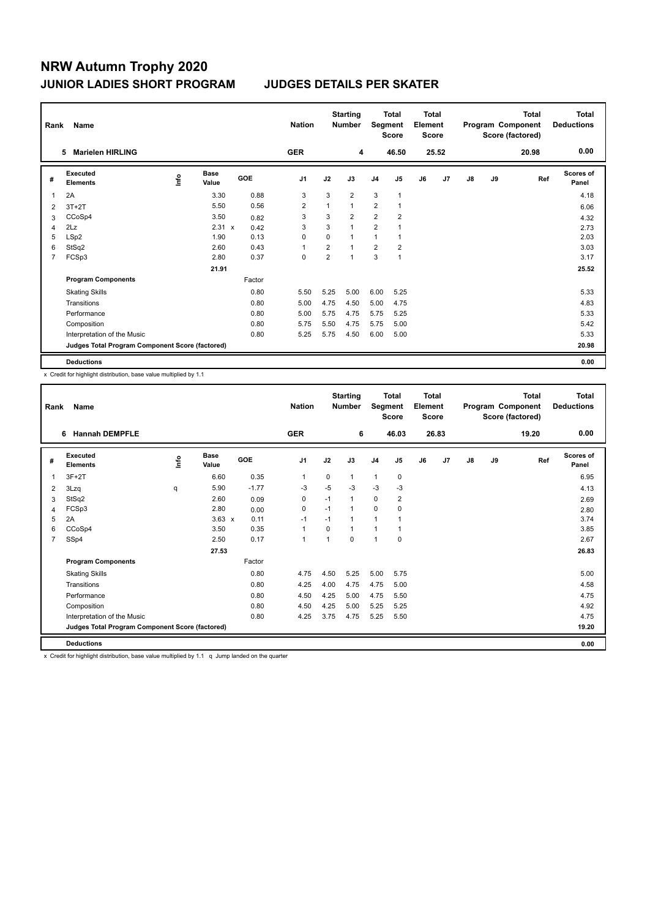# NRW Autumn Trophy 2020

## JUNIOR LADIES SHORT PROGRAM — JUDGES DETAILS PER SKATER

| Rank | Name | Nation | Starting Number | Total Segment Score | Total Element Score | Total Program Component Score (factored) | Total Deductions |
|---|---|---|---|---|---|---|---|
| 5 | Marielen HIRLING | GER | 4 | 46.50 | 25.52 | 20.98 | 0.00 |

| # | Executed Elements | Info | Base Value | | GOE | J1 | J2 | J3 | J4 | J5 | J6 | J7 | J8 | J9 | Ref | Scores of Panel |
|---|---|---|---|---|---|---|---|---|---|---|---|---|---|---|---|---|
| 1 | 2A | | 3.30 | | 0.88 | 3 | 3 | 2 | 3 | 1 | | | | | | 4.18 |
| 2 | 3T+2T | | 5.50 | | 0.56 | 2 | 1 | 1 | 2 | 1 | | | | | | 6.06 |
| 3 | CCoSp4 | | 3.50 | | 0.82 | 3 | 3 | 2 | 2 | 2 | | | | | | 4.32 |
| 4 | 2Lz | | 2.31 | x | 0.42 | 3 | 3 | 1 | 2 | 1 | | | | | | 2.73 |
| 5 | LSp2 | | 1.90 | | 0.13 | 0 | 0 | 1 | 1 | 1 | | | | | | 2.03 |
| 6 | StSq2 | | 2.60 | | 0.43 | 1 | 2 | 1 | 2 | 2 | | | | | | 3.03 |
| 7 | FCSp3 | | 2.80 | | 0.37 | 0 | 2 | 1 | 3 | 1 | | | | | | 3.17 |
| | | | 21.91 | | | | | | | | | | | | | 25.52 |
| | **Program Components** | | | | Factor | | | | | | | | | | | |
| | Skating Skills | | | | 0.80 | 5.50 | 5.25 | 5.00 | 6.00 | 5.25 | | | | | | 5.33 |
| | Transitions | | | | 0.80 | 5.00 | 4.75 | 4.50 | 5.00 | 4.75 | | | | | | 4.83 |
| | Performance | | | | 0.80 | 5.00 | 5.75 | 4.75 | 5.75 | 5.25 | | | | | | 5.33 |
| | Composition | | | | 0.80 | 5.75 | 5.50 | 4.75 | 5.75 | 5.00 | | | | | | 5.42 |
| | Interpretation of the Music | | | | 0.80 | 5.25 | 5.75 | 4.50 | 6.00 | 5.00 | | | | | | 5.33 |
| | **Judges Total Program Component Score (factored)** | | | | | | | | | | | | | | | 20.98 |
| | **Deductions** | | | | | | | | | | | | | | | 0.00 |

x Credit for highlight distribution, base value multiplied by 1.1

| Rank | Name | Nation | Starting Number | Total Segment Score | Total Element Score | Total Program Component Score (factored) | Total Deductions |
|---|---|---|---|---|---|---|---|
| 6 | Hannah DEMPFLE | GER | 6 | 46.03 | 26.83 | 19.20 | 0.00 |

| # | Executed Elements | Info | Base Value | | GOE | J1 | J2 | J3 | J4 | J5 | J6 | J7 | J8 | J9 | Ref | Scores of Panel |
|---|---|---|---|---|---|---|---|---|---|---|---|---|---|---|---|---|
| 1 | 3F+2T | | 6.60 | | 0.35 | 1 | 0 | 1 | 1 | 0 | | | | | | 6.95 |
| 2 | 3Lzq | q | 5.90 | | -1.77 | -3 | -5 | -3 | -3 | -3 | | | | | | 4.13 |
| 3 | StSq2 | | 2.60 | | 0.09 | 0 | -1 | 1 | 0 | 2 | | | | | | 2.69 |
| 4 | FCSp3 | | 2.80 | | 0.00 | 0 | -1 | 1 | 0 | 0 | | | | | | 2.80 |
| 5 | 2A | | 3.63 | x | 0.11 | -1 | -1 | 1 | 1 | 1 | | | | | | 3.74 |
| 6 | CCoSp4 | | 3.50 | | 0.35 | 1 | 0 | 1 | 1 | 1 | | | | | | 3.85 |
| 7 | SSp4 | | 2.50 | | 0.17 | 1 | 1 | 0 | 1 | 0 | | | | | | 2.67 |
| | | | 27.53 | | | | | | | | | | | | | 26.83 |
| | **Program Components** | | | | Factor | | | | | | | | | | | |
| | Skating Skills | | | | 0.80 | 4.75 | 4.50 | 5.25 | 5.00 | 5.75 | | | | | | 5.00 |
| | Transitions | | | | 0.80 | 4.25 | 4.00 | 4.75 | 4.75 | 5.00 | | | | | | 4.58 |
| | Performance | | | | 0.80 | 4.50 | 4.25 | 5.00 | 4.75 | 5.50 | | | | | | 4.75 |
| | Composition | | | | 0.80 | 4.50 | 4.25 | 5.00 | 5.25 | 5.25 | | | | | | 4.92 |
| | Interpretation of the Music | | | | 0.80 | 4.25 | 3.75 | 4.75 | 5.25 | 5.50 | | | | | | 4.75 |
| | **Judges Total Program Component Score (factored)** | | | | | | | | | | | | | | | 19.20 |
| | **Deductions** | | | | | | | | | | | | | | | 0.00 |

x Credit for highlight distribution, base value multiplied by 1.1 q Jump landed on the quarter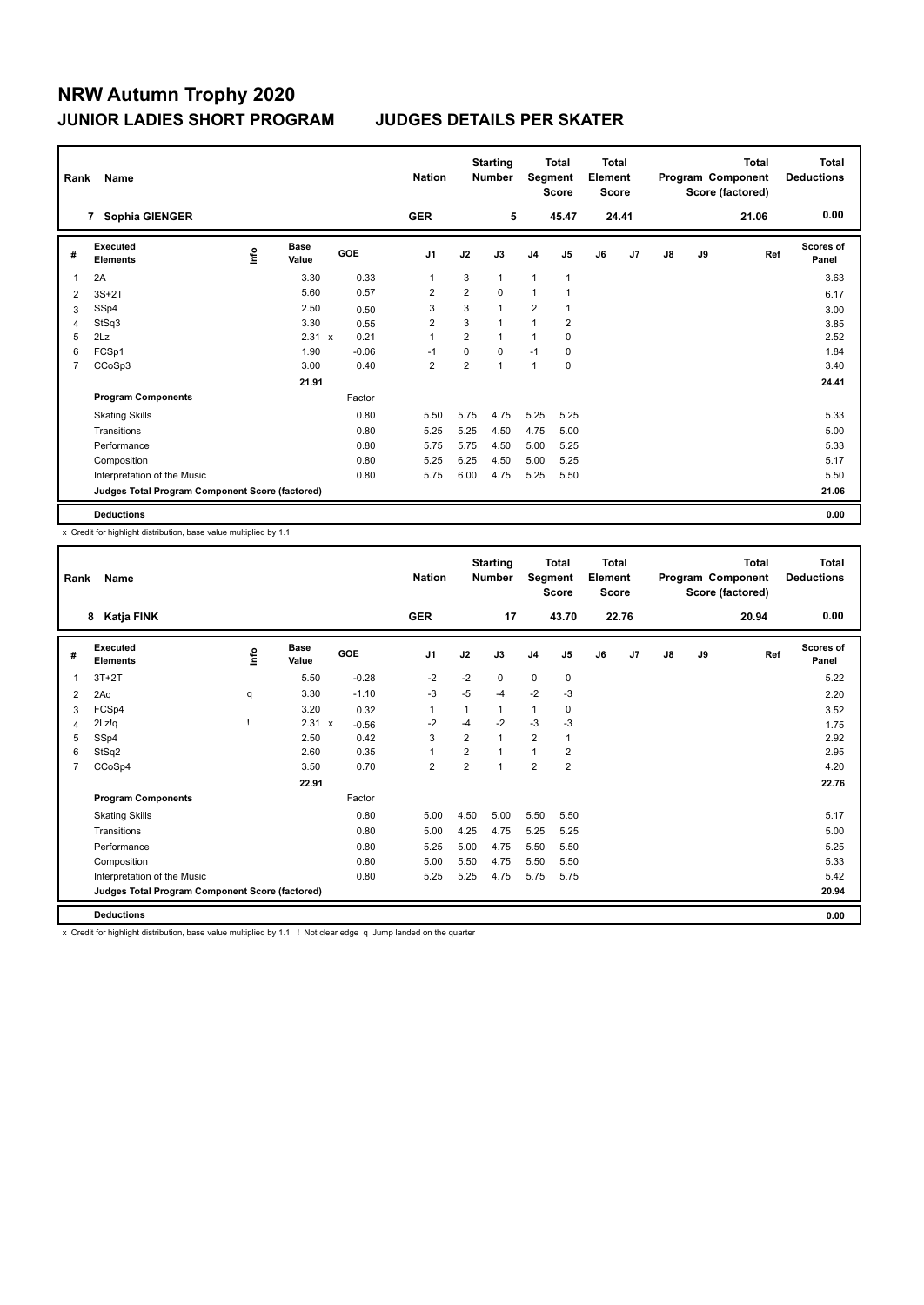# NRW Autumn Trophy 2020

## JUNIOR LADIES SHORT PROGRAM — JUDGES DETAILS PER SKATER

| Rank | Name | Nation | Starting Number | Total Segment Score | Total Element Score | Total Program Component Score (factored) | Total Deductions |
|---|---|---|---|---|---|---|---|
| 7 | Sophia GIENGER | GER | 5 | 45.47 | 24.41 | 21.06 | 0.00 |

| # | Executed Elements | Info | Base Value | | GOE | J1 | J2 | J3 | J4 | J5 | J6 | J7 | J8 | J9 | Ref | Scores of Panel |
|---|---|---|---|---|---|---|---|---|---|---|---|---|---|---|---|---|
| 1 | 2A | | 3.30 | | 0.33 | 1 | 3 | 1 | 1 | 1 | | | | | | 3.63 |
| 2 | 3S+2T | | 5.60 | | 0.57 | 2 | 2 | 0 | 1 | 1 | | | | | | 6.17 |
| 3 | SSp4 | | 2.50 | | 0.50 | 3 | 3 | 1 | 2 | 1 | | | | | | 3.00 |
| 4 | StSq3 | | 3.30 | | 0.55 | 2 | 3 | 1 | 1 | 2 | | | | | | 3.85 |
| 5 | 2Lz | | 2.31 | x | 0.21 | 1 | 2 | 1 | 1 | 0 | | | | | | 2.52 |
| 6 | FCSp1 | | 1.90 | | -0.06 | -1 | 0 | 0 | -1 | 0 | | | | | | 1.84 |
| 7 | CCoSp3 | | 3.00 | | 0.40 | 2 | 2 | 1 | 1 | 0 | | | | | | 3.40 |
| | | | 21.91 | | | | | | | | | | | | | 24.41 |
| | **Program Components** | | | | Factor | | | | | | | | | | | |
| | Skating Skills | | | | 0.80 | 5.50 | 5.75 | 4.75 | 5.25 | 5.25 | | | | | | 5.33 |
| | Transitions | | | | 0.80 | 5.25 | 5.25 | 4.50 | 4.75 | 5.00 | | | | | | 5.00 |
| | Performance | | | | 0.80 | 5.75 | 5.75 | 4.50 | 5.00 | 5.25 | | | | | | 5.33 |
| | Composition | | | | 0.80 | 5.25 | 6.25 | 4.50 | 5.00 | 5.25 | | | | | | 5.17 |
| | Interpretation of the Music | | | | 0.80 | 5.75 | 6.00 | 4.75 | 5.25 | 5.50 | | | | | | 5.50 |
| | **Judges Total Program Component Score (factored)** | | | | | | | | | | | | | | | 21.06 |
| | **Deductions** | | | | | | | | | | | | | | | 0.00 |

x Credit for highlight distribution, base value multiplied by 1.1

| Rank | Name | Nation | Starting Number | Total Segment Score | Total Element Score | Total Program Component Score (factored) | Total Deductions |
|---|---|---|---|---|---|---|---|
| 8 | Katja FINK | GER | 17 | 43.70 | 22.76 | 20.94 | 0.00 |

| # | Executed Elements | Info | Base Value | | GOE | J1 | J2 | J3 | J4 | J5 | J6 | J7 | J8 | J9 | Ref | Scores of Panel |
|---|---|---|---|---|---|---|---|---|---|---|---|---|---|---|---|---|
| 1 | 3T+2T | | 5.50 | | -0.28 | -2 | -2 | 0 | 0 | 0 | | | | | | 5.22 |
| 2 | 2Aq | q | 3.30 | | -1.10 | -3 | -5 | -4 | -2 | -3 | | | | | | 2.20 |
| 3 | FCSp4 | | 3.20 | | 0.32 | 1 | 1 | 1 | 1 | 0 | | | | | | 3.52 |
| 4 | 2Lz!q | ! | 2.31 | x | -0.56 | -2 | -4 | -2 | -3 | -3 | | | | | | 1.75 |
| 5 | SSp4 | | 2.50 | | 0.42 | 3 | 2 | 1 | 2 | 1 | | | | | | 2.92 |
| 6 | StSq2 | | 2.60 | | 0.35 | 1 | 2 | 1 | 1 | 2 | | | | | | 2.95 |
| 7 | CCoSp4 | | 3.50 | | 0.70 | 2 | 2 | 1 | 2 | 2 | | | | | | 4.20 |
| | | | 22.91 | | | | | | | | | | | | | 22.76 |
| | **Program Components** | | | | Factor | | | | | | | | | | | |
| | Skating Skills | | | | 0.80 | 5.00 | 4.50 | 5.00 | 5.50 | 5.50 | | | | | | 5.17 |
| | Transitions | | | | 0.80 | 5.00 | 4.25 | 4.75 | 5.25 | 5.25 | | | | | | 5.00 |
| | Performance | | | | 0.80 | 5.25 | 5.00 | 4.75 | 5.50 | 5.50 | | | | | | 5.25 |
| | Composition | | | | 0.80 | 5.00 | 5.50 | 4.75 | 5.50 | 5.50 | | | | | | 5.33 |
| | Interpretation of the Music | | | | 0.80 | 5.25 | 5.25 | 4.75 | 5.75 | 5.75 | | | | | | 5.42 |
| | **Judges Total Program Component Score (factored)** | | | | | | | | | | | | | | | 20.94 |
| | **Deductions** | | | | | | | | | | | | | | | 0.00 |

x Credit for highlight distribution, base value multiplied by 1.1 ! Not clear edge q Jump landed on the quarter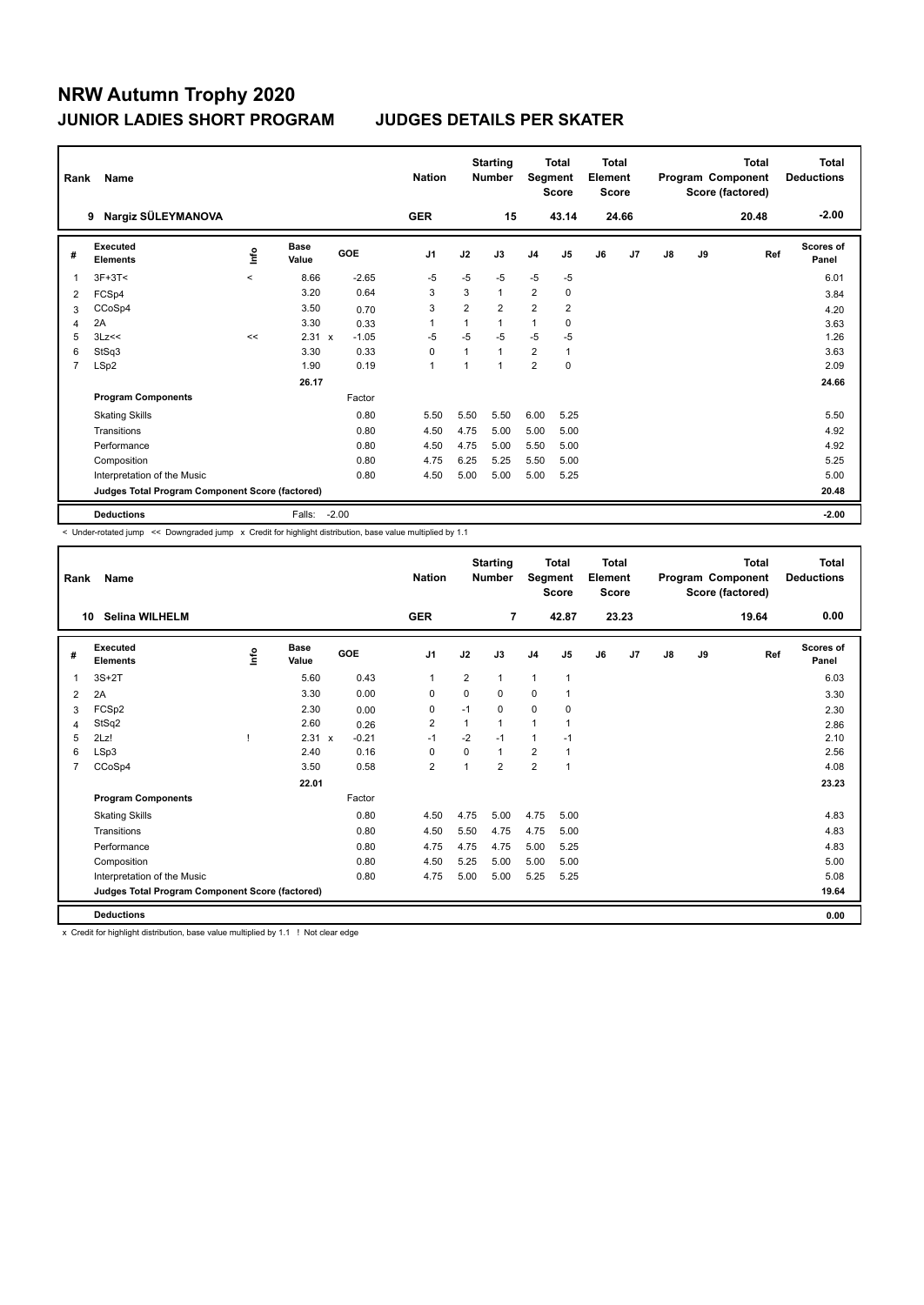# NRW Autumn Trophy 2020

## JUNIOR LADIES SHORT PROGRAM JUDGES DETAILS PER SKATER

| Rank | Name | | | | Nation | | Starting Number | | Total Segment Score | Total Element Score | | Total Program Component Score (factored) | | | Total Deductions |
|---|---|---|---|---|---|---|---|---|---|---|---|---|---|---|---|
| 9 | Nargiz SÜLEYMANOVA | | | | GER | | 15 | | 43.14 | 24.66 | | 20.48 | | | -2.00 |

| # | Executed Elements | Info | Base Value | | GOE | J1 | J2 | J3 | J4 | J5 | J6 | J7 | J8 | J9 | Ref | Scores of Panel |
|---|---|---|---|---|---|---|---|---|---|---|---|---|---|---|---|---|
| 1 | 3F+3T< | < | 8.66 | | -2.65 | -5 | -5 | -5 | -5 | -5 | | | | | | 6.01 |
| 2 | FCSp4 | | 3.20 | | 0.64 | 3 | 3 | 1 | 2 | 0 | | | | | | 3.84 |
| 3 | CCoSp4 | | 3.50 | | 0.70 | 3 | 2 | 2 | 2 | 2 | | | | | | 4.20 |
| 4 | 2A | | 3.30 | | 0.33 | 1 | 1 | 1 | 1 | 0 | | | | | | 3.63 |
| 5 | 3Lz<< | << | 2.31 | x | -1.05 | -5 | -5 | -5 | -5 | -5 | | | | | | 1.26 |
| 6 | StSq3 | | 3.30 | | 0.33 | 0 | 1 | 1 | 2 | 1 | | | | | | 3.63 |
| 7 | LSp2 | | 1.90 | | 0.19 | 1 | 1 | 1 | 2 | 0 | | | | | | 2.09 |
| | | | 26.17 | | | | | | | | | | | | | 24.66 |
| | Program Components | | | | Factor | | | | | | | | | | | |
| | Skating Skills | | | | 0.80 | 5.50 | 5.50 | 5.50 | 6.00 | 5.25 | | | | | | 5.50 |
| | Transitions | | | | 0.80 | 4.50 | 4.75 | 5.00 | 5.00 | 5.00 | | | | | | 4.92 |
| | Performance | | | | 0.80 | 4.50 | 4.75 | 5.00 | 5.50 | 5.00 | | | | | | 4.92 |
| | Composition | | | | 0.80 | 4.75 | 6.25 | 5.25 | 5.50 | 5.00 | | | | | | 5.25 |
| | Interpretation of the Music | | | | 0.80 | 4.50 | 5.00 | 5.00 | 5.00 | 5.25 | | | | | | 5.00 |
| | Judges Total Program Component Score (factored) | | | | | | | | | | | | | | | 20.48 |
| | Deductions | | Falls: | | -2.00 | | | | | | | | | | | -2.00 |

< Under-rotated jump << Downgraded jump x Credit for highlight distribution, base value multiplied by 1.1

| Rank | Name | | | | Nation | | Starting Number | | Total Segment Score | Total Element Score | | Total Program Component Score (factored) | | | Total Deductions |
|---|---|---|---|---|---|---|---|---|---|---|---|---|---|---|---|
| 10 | Selina WILHELM | | | | GER | | 7 | | 42.87 | 23.23 | | 19.64 | | | 0.00 |

| # | Executed Elements | Info | Base Value | | GOE | J1 | J2 | J3 | J4 | J5 | J6 | J7 | J8 | J9 | Ref | Scores of Panel |
|---|---|---|---|---|---|---|---|---|---|---|---|---|---|---|---|---|
| 1 | 3S+2T | | 5.60 | | 0.43 | 1 | 2 | 1 | 1 | 1 | | | | | | 6.03 |
| 2 | 2A | | 3.30 | | 0.00 | 0 | 0 | 0 | 0 | 1 | | | | | | 3.30 |
| 3 | FCSp2 | | 2.30 | | 0.00 | 0 | -1 | 0 | 0 | 0 | | | | | | 2.30 |
| 4 | StSq2 | | 2.60 | | 0.26 | 2 | 1 | 1 | 1 | 1 | | | | | | 2.86 |
| 5 | 2Lz! | ! | 2.31 | x | -0.21 | -1 | -2 | -1 | 1 | -1 | | | | | | 2.10 |
| 6 | LSp3 | | 2.40 | | 0.16 | 0 | 0 | 1 | 2 | 1 | | | | | | 2.56 |
| 7 | CCoSp4 | | 3.50 | | 0.58 | 2 | 1 | 2 | 2 | 1 | | | | | | 4.08 |
| | | | 22.01 | | | | | | | | | | | | | 23.23 |
| | Program Components | | | | Factor | | | | | | | | | | | |
| | Skating Skills | | | | 0.80 | 4.50 | 4.75 | 5.00 | 4.75 | 5.00 | | | | | | 4.83 |
| | Transitions | | | | 0.80 | 4.50 | 5.50 | 4.75 | 4.75 | 5.00 | | | | | | 4.83 |
| | Performance | | | | 0.80 | 4.75 | 4.75 | 4.75 | 5.00 | 5.25 | | | | | | 4.83 |
| | Composition | | | | 0.80 | 4.50 | 5.25 | 5.00 | 5.00 | 5.00 | | | | | | 5.00 |
| | Interpretation of the Music | | | | 0.80 | 4.75 | 5.00 | 5.00 | 5.25 | 5.25 | | | | | | 5.08 |
| | Judges Total Program Component Score (factored) | | | | | | | | | | | | | | | 19.64 |
| | Deductions | | | | | | | | | | | | | | | 0.00 |

x Credit for highlight distribution, base value multiplied by 1.1 ! Not clear edge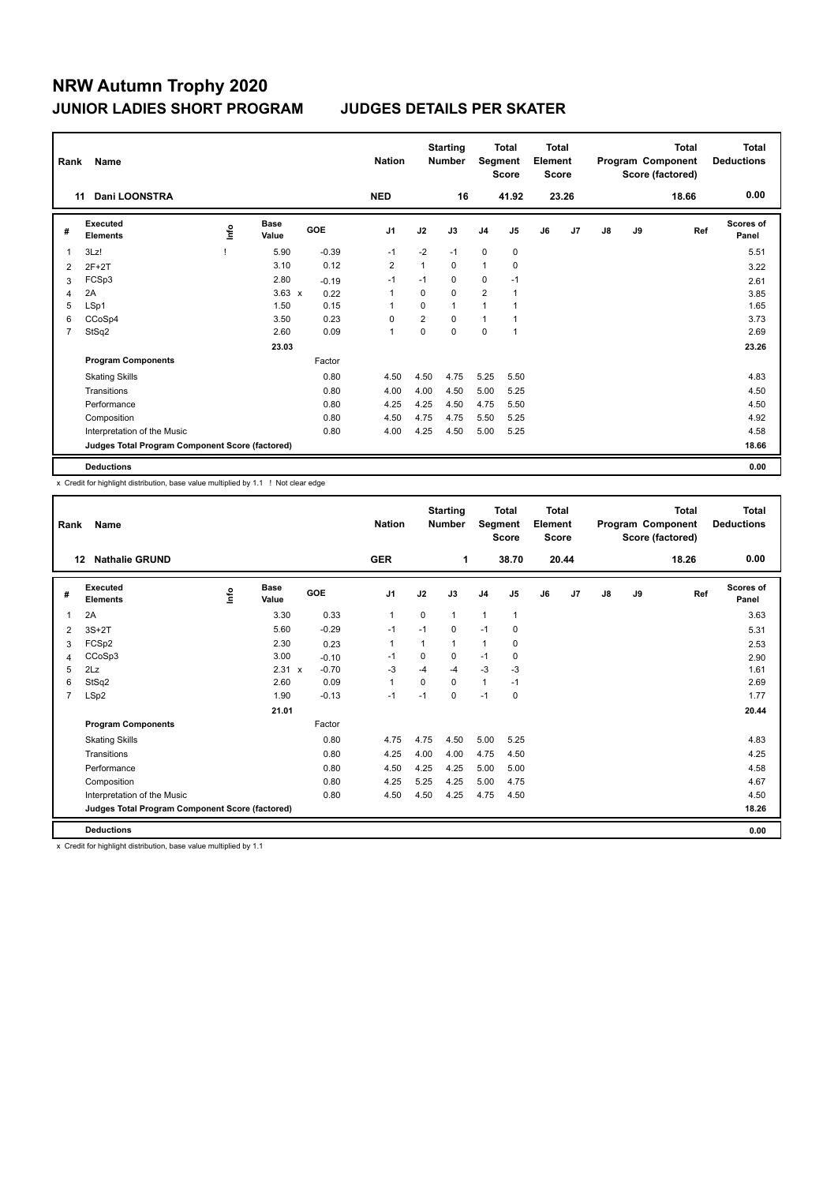# NRW Autumn Trophy 2020

## JUNIOR LADIES SHORT PROGRAM JUDGES DETAILS PER SKATER

| Rank | Name | Nation | Starting Number | Total Segment Score | Total Element Score | Total Program Component Score (factored) | Total Deductions |
|---|---|---|---|---|---|---|---|
| 11 | Dani LOONSTRA | NED | 16 | 41.92 | 23.26 | 18.66 | 0.00 |

| # | Executed Elements | Info | Base Value | | GOE | J1 | J2 | J3 | J4 | J5 | J6 | J7 | J8 | J9 | Ref | Scores of Panel |
|---|---|---|---|---|---|---|---|---|---|---|---|---|---|---|---|---|
| 1 | 3Lz! | ! | 5.90 | | -0.39 | -1 | -2 | -1 | 0 | 0 | | | | | | 5.51 |
| 2 | 2F+2T | | 3.10 | | 0.12 | 2 | 1 | 0 | 1 | 0 | | | | | | 3.22 |
| 3 | FCSp3 | | 2.80 | | -0.19 | -1 | -1 | 0 | 0 | -1 | | | | | | 2.61 |
| 4 | 2A | | 3.63 | x | 0.22 | 1 | 0 | 0 | 2 | 1 | | | | | | 3.85 |
| 5 | LSp1 | | 1.50 | | 0.15 | 1 | 0 | 1 | 1 | 1 | | | | | | 1.65 |
| 6 | CCoSp4 | | 3.50 | | 0.23 | 0 | 2 | 0 | 1 | 1 | | | | | | 3.73 |
| 7 | StSq2 | | 2.60 | | 0.09 | 1 | 0 | 0 | 0 | 1 | | | | | | 2.69 |
| | | | 23.03 | | | | | | | | | | | | | 23.26 |
| | **Program Components** | | | | Factor | | | | | | | | | | | |
| | Skating Skills | | | | 0.80 | 4.50 | 4.50 | 4.75 | 5.25 | 5.50 | | | | | | 4.83 |
| | Transitions | | | | 0.80 | 4.00 | 4.00 | 4.50 | 5.00 | 5.25 | | | | | | 4.50 |
| | Performance | | | | 0.80 | 4.25 | 4.25 | 4.50 | 4.75 | 5.50 | | | | | | 4.50 |
| | Composition | | | | 0.80 | 4.50 | 4.75 | 4.75 | 5.50 | 5.25 | | | | | | 4.92 |
| | Interpretation of the Music | | | | 0.80 | 4.00 | 4.25 | 4.50 | 5.00 | 5.25 | | | | | | 4.58 |
| | **Judges Total Program Component Score (factored)** | | | | | | | | | | | | | | | 18.66 |
| | **Deductions** | | | | | | | | | | | | | | | 0.00 |

x Credit for highlight distribution, base value multiplied by 1.1 ! Not clear edge

| Rank | Name | Nation | Starting Number | Total Segment Score | Total Element Score | Total Program Component Score (factored) | Total Deductions |
|---|---|---|---|---|---|---|---|
| 12 | Nathalie GRUND | GER | 1 | 38.70 | 20.44 | 18.26 | 0.00 |

| # | Executed Elements | Info | Base Value | | GOE | J1 | J2 | J3 | J4 | J5 | J6 | J7 | J8 | J9 | Ref | Scores of Panel |
|---|---|---|---|---|---|---|---|---|---|---|---|---|---|---|---|---|
| 1 | 2A | | 3.30 | | 0.33 | 1 | 0 | 1 | 1 | 1 | | | | | | 3.63 |
| 2 | 3S+2T | | 5.60 | | -0.29 | -1 | -1 | 0 | -1 | 0 | | | | | | 5.31 |
| 3 | FCSp2 | | 2.30 | | 0.23 | 1 | 1 | 1 | 1 | 0 | | | | | | 2.53 |
| 4 | CCoSp3 | | 3.00 | | -0.10 | -1 | 0 | 0 | -1 | 0 | | | | | | 2.90 |
| 5 | 2Lz | | 2.31 | x | -0.70 | -3 | -4 | -4 | -3 | -3 | | | | | | 1.61 |
| 6 | StSq2 | | 2.60 | | 0.09 | 1 | 0 | 0 | 1 | -1 | | | | | | 2.69 |
| 7 | LSp2 | | 1.90 | | -0.13 | -1 | -1 | 0 | -1 | 0 | | | | | | 1.77 |
| | | | 21.01 | | | | | | | | | | | | | 20.44 |
| | **Program Components** | | | | Factor | | | | | | | | | | | |
| | Skating Skills | | | | 0.80 | 4.75 | 4.75 | 4.50 | 5.00 | 5.25 | | | | | | 4.83 |
| | Transitions | | | | 0.80 | 4.25 | 4.00 | 4.00 | 4.75 | 4.50 | | | | | | 4.25 |
| | Performance | | | | 0.80 | 4.50 | 4.25 | 4.25 | 5.00 | 5.00 | | | | | | 4.58 |
| | Composition | | | | 0.80 | 4.25 | 5.25 | 4.25 | 5.00 | 4.75 | | | | | | 4.67 |
| | Interpretation of the Music | | | | 0.80 | 4.50 | 4.50 | 4.25 | 4.75 | 4.50 | | | | | | 4.50 |
| | **Judges Total Program Component Score (factored)** | | | | | | | | | | | | | | | 18.26 |
| | **Deductions** | | | | | | | | | | | | | | | 0.00 |

x Credit for highlight distribution, base value multiplied by 1.1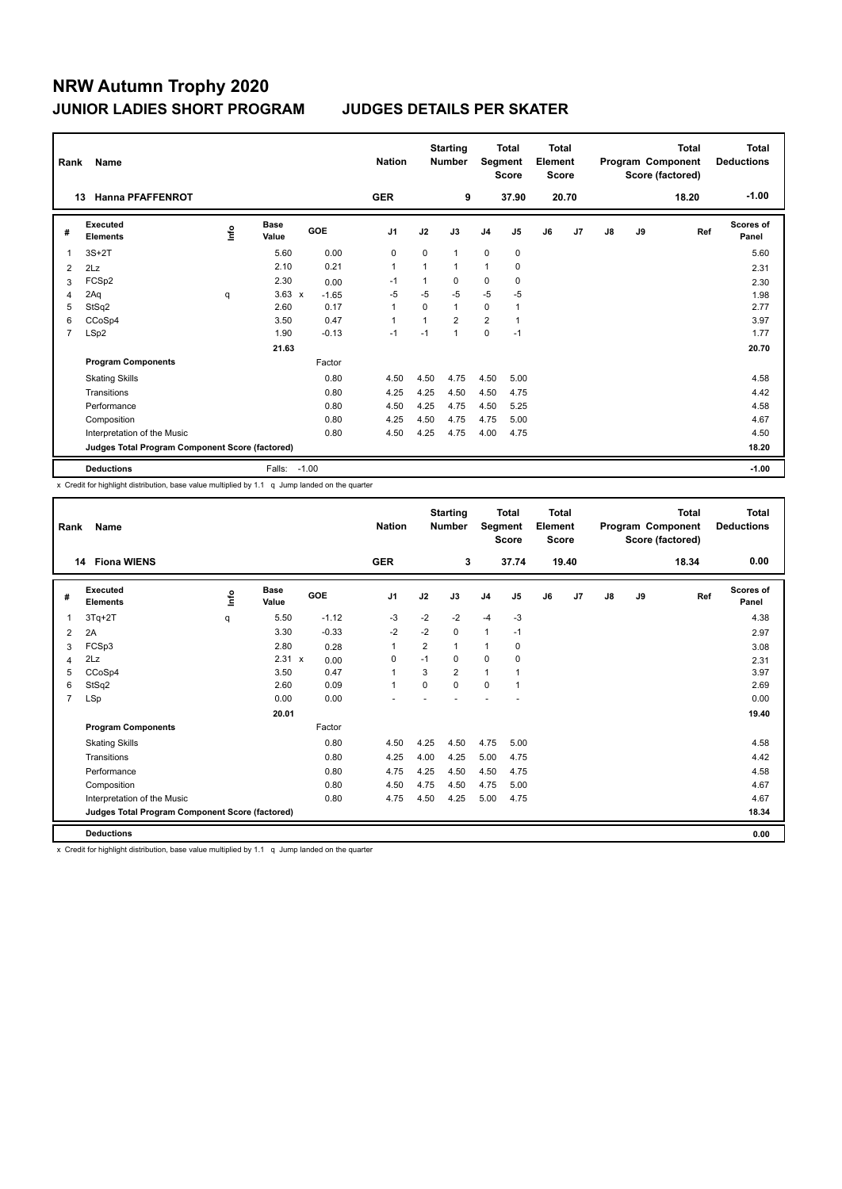# NRW Autumn Trophy 2020

## JUNIOR LADIES SHORT PROGRAM — JUDGES DETAILS PER SKATER

| Rank | Name | Nation | Starting Number | Total Segment Score | Total Element Score | Total Program Component Score (factored) | Total Deductions |
|---|---|---|---|---|---|---|---|
| 13 | Hanna PFAFFENROT | GER | 9 | 37.90 | 20.70 | 18.20 | -1.00 |

| # | Executed Elements | Info | Base Value | GOE | J1 | J2 | J3 | J4 | J5 | J6 | J7 | J8 | J9 | Ref | Scores of Panel |
|---|---|---|---|---|---|---|---|---|---|---|---|---|---|---|---|
| 1 | 3S+2T | | 5.60 | 0.00 | 0 | 0 | 1 | 0 | 0 | | | | | | 5.60 |
| 2 | 2Lz | | 2.10 | 0.21 | 1 | 1 | 1 | 1 | 0 | | | | | | 2.31 |
| 3 | FCSp2 | | 2.30 | 0.00 | -1 | 1 | 0 | 0 | 0 | | | | | | 2.30 |
| 4 | 2Aq | q | 3.63 x | -1.65 | -5 | -5 | -5 | -5 | -5 | | | | | | 1.98 |
| 5 | StSq2 | | 2.60 | 0.17 | 1 | 0 | 1 | 0 | 1 | | | | | | 2.77 |
| 6 | CCoSp4 | | 3.50 | 0.47 | 1 | 1 | 2 | 2 | 1 | | | | | | 3.97 |
| 7 | LSp2 | | 1.90 | -0.13 | -1 | -1 | 1 | 0 | -1 | | | | | | 1.77 |
| | | | 21.63 | | | | | | | | | | | | 20.70 |
| | **Program Components** | | | Factor | | | | | | | | | | | |
| | Skating Skills | | | 0.80 | 4.50 | 4.50 | 4.75 | 4.50 | 5.00 | | | | | | 4.58 |
| | Transitions | | | 0.80 | 4.25 | 4.25 | 4.50 | 4.50 | 4.75 | | | | | | 4.42 |
| | Performance | | | 0.80 | 4.50 | 4.25 | 4.75 | 4.50 | 5.25 | | | | | | 4.58 |
| | Composition | | | 0.80 | 4.25 | 4.50 | 4.75 | 4.75 | 5.00 | | | | | | 4.67 |
| | Interpretation of the Music | | | 0.80 | 4.50 | 4.25 | 4.75 | 4.00 | 4.75 | | | | | | 4.50 |
| | **Judges Total Program Component Score (factored)** | | | | | | | | | | | | | | 18.20 |
| | **Deductions** | | Falls: | -1.00 | | | | | | | | | | | -1.00 |

x Credit for highlight distribution, base value multiplied by 1.1 q Jump landed on the quarter

| Rank | Name | Nation | Starting Number | Total Segment Score | Total Element Score | Total Program Component Score (factored) | Total Deductions |
|---|---|---|---|---|---|---|---|
| 14 | Fiona WIENS | GER | 3 | 37.74 | 19.40 | 18.34 | 0.00 |

| # | Executed Elements | Info | Base Value | GOE | J1 | J2 | J3 | J4 | J5 | J6 | J7 | J8 | J9 | Ref | Scores of Panel |
|---|---|---|---|---|---|---|---|---|---|---|---|---|---|---|---|
| 1 | 3Tq+2T | q | 5.50 | -1.12 | -3 | -2 | -2 | -4 | -3 | | | | | | 4.38 |
| 2 | 2A | | 3.30 | -0.33 | -2 | -2 | 0 | 1 | -1 | | | | | | 2.97 |
| 3 | FCSp3 | | 2.80 | 0.28 | 1 | 2 | 1 | 1 | 0 | | | | | | 3.08 |
| 4 | 2Lz | | 2.31 x | 0.00 | 0 | -1 | 0 | 0 | 0 | | | | | | 2.31 |
| 5 | CCoSp4 | | 3.50 | 0.47 | 1 | 3 | 2 | 1 | 1 | | | | | | 3.97 |
| 6 | StSq2 | | 2.60 | 0.09 | 1 | 0 | 0 | 0 | 1 | | | | | | 2.69 |
| 7 | LSp | | 0.00 | 0.00 | - | - | - | - | - | | | | | | 0.00 |
| | | | 20.01 | | | | | | | | | | | | 19.40 |
| | **Program Components** | | | Factor | | | | | | | | | | | |
| | Skating Skills | | | 0.80 | 4.50 | 4.25 | 4.50 | 4.75 | 5.00 | | | | | | 4.58 |
| | Transitions | | | 0.80 | 4.25 | 4.00 | 4.25 | 5.00 | 4.75 | | | | | | 4.42 |
| | Performance | | | 0.80 | 4.75 | 4.25 | 4.50 | 4.50 | 4.75 | | | | | | 4.58 |
| | Composition | | | 0.80 | 4.50 | 4.75 | 4.50 | 4.75 | 5.00 | | | | | | 4.67 |
| | Interpretation of the Music | | | 0.80 | 4.75 | 4.50 | 4.25 | 5.00 | 4.75 | | | | | | 4.67 |
| | **Judges Total Program Component Score (factored)** | | | | | | | | | | | | | | 18.34 |
| | **Deductions** | | | | | | | | | | | | | | 0.00 |

x Credit for highlight distribution, base value multiplied by 1.1 q Jump landed on the quarter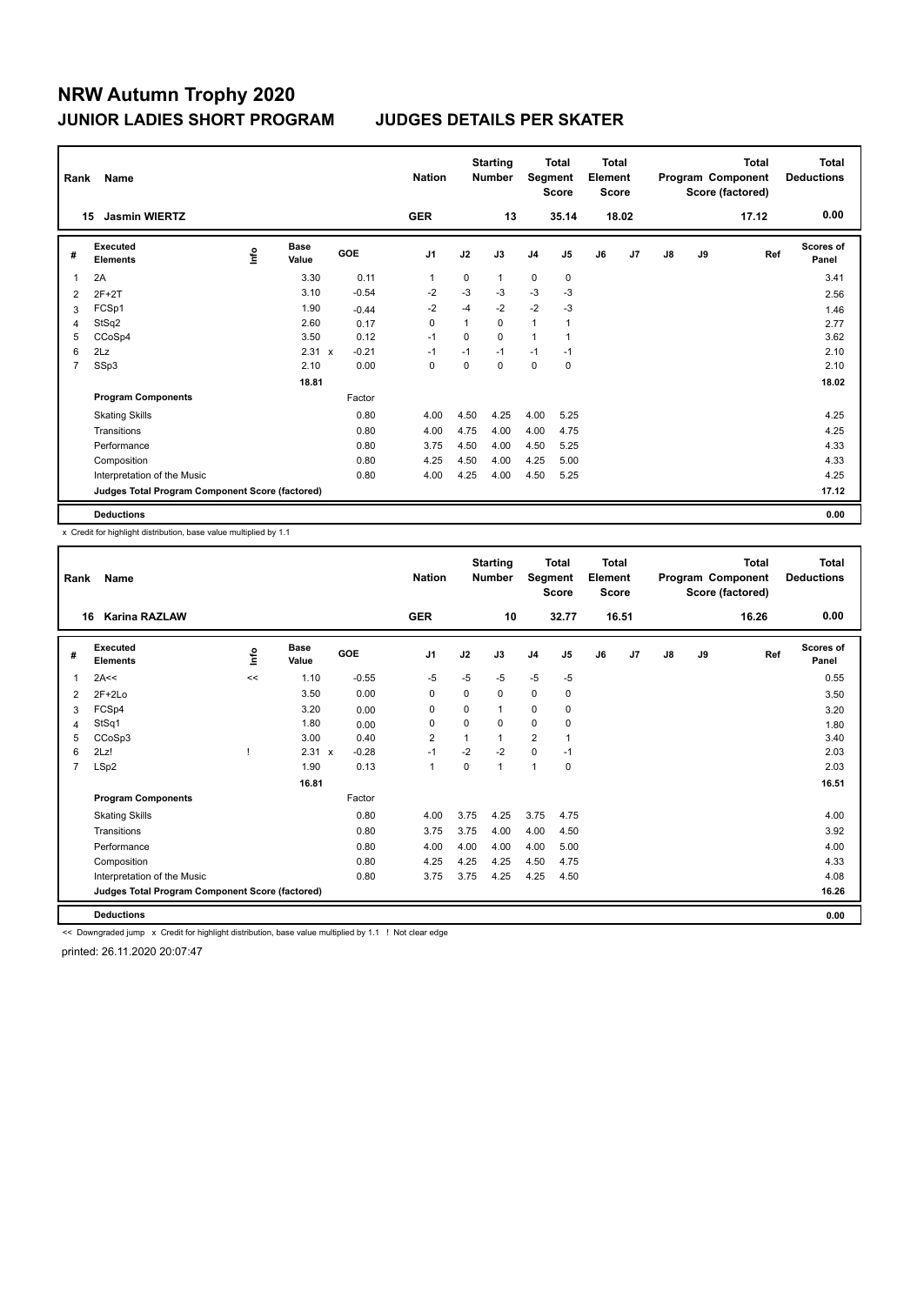# NRW Autumn Trophy 2020

## JUNIOR LADIES SHORT PROGRAM JUDGES DETAILS PER SKATER

| Rank | Name | Nation | Starting Number | Total Segment Score | Total Element Score | Total Program Component Score (factored) | Total Deductions |
|---|---|---|---|---|---|---|---|
| 15 | Jasmin WIERTZ | GER | 13 | 35.14 | 18.02 | 17.12 | 0.00 |

| # | Executed Elements | Info | Base Value | | GOE | J1 | J2 | J3 | J4 | J5 | J6 | J7 | J8 | J9 | Ref | Scores of Panel |
|---|---|---|---|---|---|---|---|---|---|---|---|---|---|---|---|---|
| 1 | 2A | | 3.30 | | 0.11 | 1 | 0 | 1 | 0 | 0 | | | | | | 3.41 |
| 2 | 2F+2T | | 3.10 | | -0.54 | -2 | -3 | -3 | -3 | -3 | | | | | | 2.56 |
| 3 | FCSp1 | | 1.90 | | -0.44 | -2 | -4 | -2 | -2 | -3 | | | | | | 1.46 |
| 4 | StSq2 | | 2.60 | | 0.17 | 0 | 1 | 0 | 1 | 1 | | | | | | 2.77 |
| 5 | CCoSp4 | | 3.50 | | 0.12 | -1 | 0 | 0 | 1 | 1 | | | | | | 3.62 |
| 6 | 2Lz | | 2.31 | x | -0.21 | -1 | -1 | -1 | -1 | -1 | | | | | | 2.10 |
| 7 | SSp3 | | 2.10 | | 0.00 | 0 | 0 | 0 | 0 | 0 | | | | | | 2.10 |
| | | | 18.81 | | | | | | | | | | | | | 18.02 |
| | **Program Components** | | | | Factor | | | | | | | | | | | |
| | Skating Skills | | | | 0.80 | 4.00 | 4.50 | 4.25 | 4.00 | 5.25 | | | | | | 4.25 |
| | Transitions | | | | 0.80 | 4.00 | 4.75 | 4.00 | 4.00 | 4.75 | | | | | | 4.25 |
| | Performance | | | | 0.80 | 3.75 | 4.50 | 4.00 | 4.50 | 5.25 | | | | | | 4.33 |
| | Composition | | | | 0.80 | 4.25 | 4.50 | 4.00 | 4.25 | 5.00 | | | | | | 4.33 |
| | Interpretation of the Music | | | | 0.80 | 4.00 | 4.25 | 4.00 | 4.50 | 5.25 | | | | | | 4.25 |
| | **Judges Total Program Component Score (factored)** | | | | | | | | | | | | | | | 17.12 |
| | **Deductions** | | | | | | | | | | | | | | | 0.00 |

x Credit for highlight distribution, base value multiplied by 1.1

| Rank | Name | Nation | Starting Number | Total Segment Score | Total Element Score | Total Program Component Score (factored) | Total Deductions |
|---|---|---|---|---|---|---|---|
| 16 | Karina RAZLAW | GER | 10 | 32.77 | 16.51 | 16.26 | 0.00 |

| # | Executed Elements | Info | Base Value | | GOE | J1 | J2 | J3 | J4 | J5 | J6 | J7 | J8 | J9 | Ref | Scores of Panel |
|---|---|---|---|---|---|---|---|---|---|---|---|---|---|---|---|---|
| 1 | 2A<< | << | 1.10 | | -0.55 | -5 | -5 | -5 | -5 | -5 | | | | | | 0.55 |
| 2 | 2F+2Lo | | 3.50 | | 0.00 | 0 | 0 | 0 | 0 | 0 | | | | | | 3.50 |
| 3 | FCSp4 | | 3.20 | | 0.00 | 0 | 0 | 1 | 0 | 0 | | | | | | 3.20 |
| 4 | StSq1 | | 1.80 | | 0.00 | 0 | 0 | 0 | 0 | 0 | | | | | | 1.80 |
| 5 | CCoSp3 | | 3.00 | | 0.40 | 2 | 1 | 1 | 2 | 1 | | | | | | 3.40 |
| 6 | 2Lz! | ! | 2.31 | x | -0.28 | -1 | -2 | -2 | 0 | -1 | | | | | | 2.03 |
| 7 | LSp2 | | 1.90 | | 0.13 | 1 | 0 | 1 | 1 | 0 | | | | | | 2.03 |
| | | | 16.81 | | | | | | | | | | | | | 16.51 |
| | **Program Components** | | | | Factor | | | | | | | | | | | |
| | Skating Skills | | | | 0.80 | 4.00 | 3.75 | 4.25 | 3.75 | 4.75 | | | | | | 4.00 |
| | Transitions | | | | 0.80 | 3.75 | 3.75 | 4.00 | 4.00 | 4.50 | | | | | | 3.92 |
| | Performance | | | | 0.80 | 4.00 | 4.00 | 4.00 | 4.00 | 5.00 | | | | | | 4.00 |
| | Composition | | | | 0.80 | 4.25 | 4.25 | 4.25 | 4.50 | 4.75 | | | | | | 4.33 |
| | Interpretation of the Music | | | | 0.80 | 3.75 | 3.75 | 4.25 | 4.25 | 4.50 | | | | | | 4.08 |
| | **Judges Total Program Component Score (factored)** | | | | | | | | | | | | | | | 16.26 |
| | **Deductions** | | | | | | | | | | | | | | | 0.00 |

<< Downgraded jump x Credit for highlight distribution, base value multiplied by 1.1 ! Not clear edge

printed: 26.11.2020 20:07:47